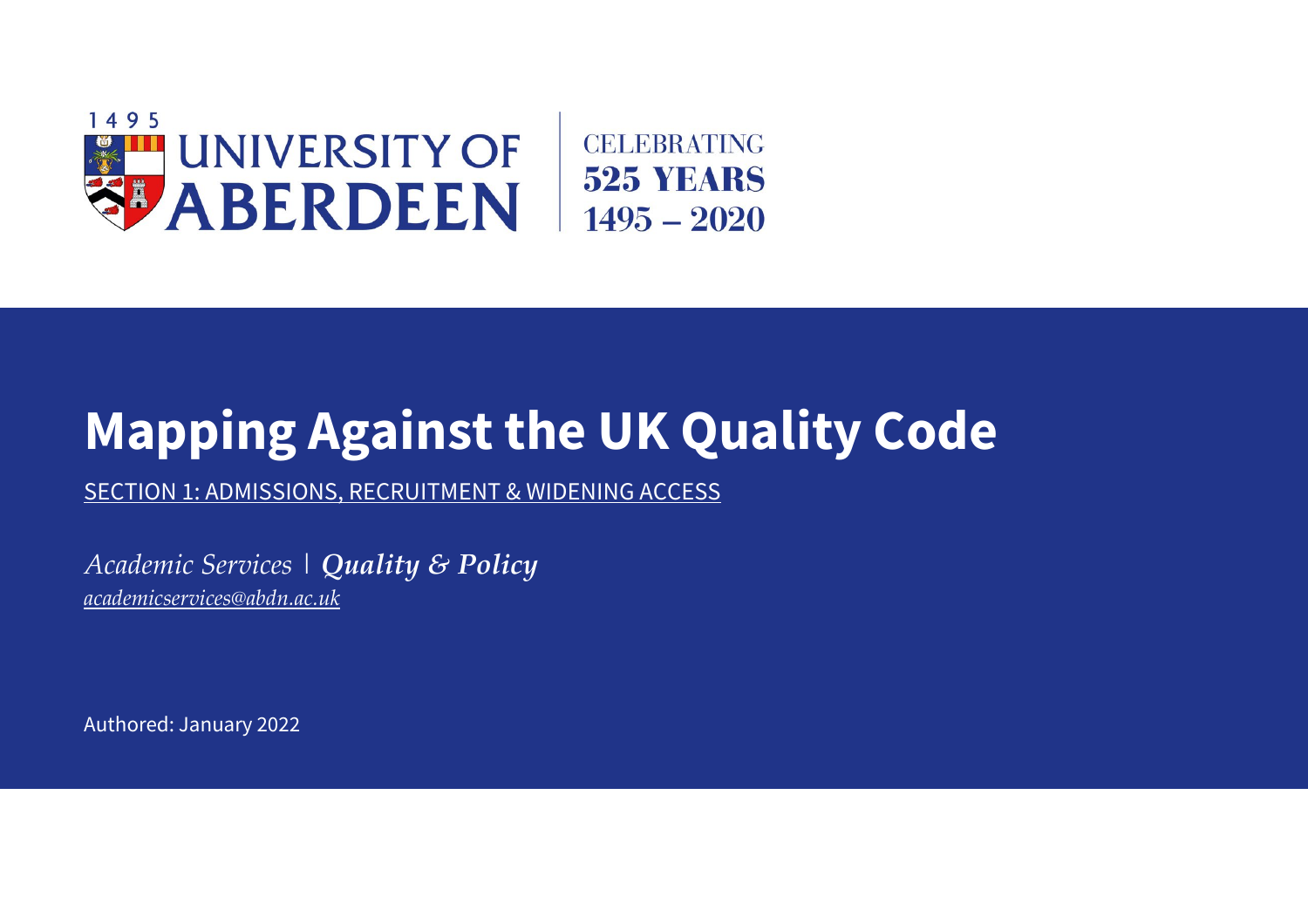1495 UNIVERSITY OF ABERDEEN | CELEBRATING 525 YEARS 1495 – 2020

# Mapping Against the UK Quality Code

SECTION 1: ADMISSIONS, RECRUITMENT & WIDENING ACCESS

*Academic Services* | ***Quality & Policy***

*academicservices@abdn.ac.uk*

Authored: January 2022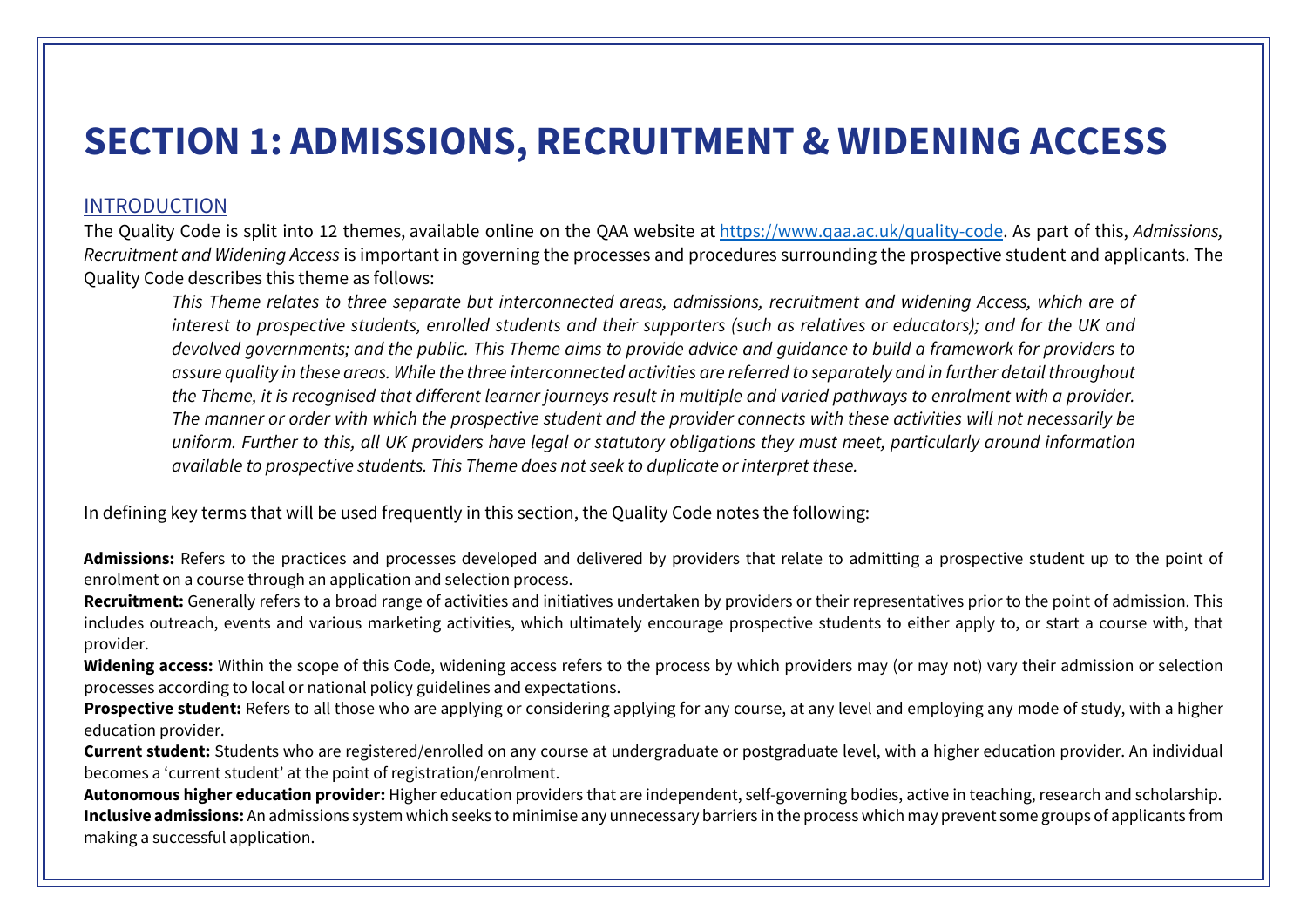# SECTION 1: ADMISSIONS, RECRUITMENT & WIDENING ACCESS

## INTRODUCTION

The Quality Code is split into 12 themes, available online on the QAA website at [https://www.qaa.ac.uk/quality-code](https://www.qaa.ac.uk/quality-code). As part of this, *Admissions, Recruitment and Widening Access* is important in governing the processes and procedures surrounding the prospective student and applicants. The Quality Code describes this theme as follows:

> *This Theme relates to three separate but interconnected areas, admissions, recruitment and widening Access, which are of interest to prospective students, enrolled students and their supporters (such as relatives or educators); and for the UK and devolved governments; and the public. This Theme aims to provide advice and guidance to build a framework for providers to assure quality in these areas. While the three interconnected activities are referred to separately and in further detail throughout the Theme, it is recognised that different learner journeys result in multiple and varied pathways to enrolment with a provider. The manner or order with which the prospective student and the provider connects with these activities will not necessarily be uniform. Further to this, all UK providers have legal or statutory obligations they must meet, particularly around information available to prospective students. This Theme does not seek to duplicate or interpret these.*

In defining key terms that will be used frequently in this section, the Quality Code notes the following:

**Admissions:** Refers to the practices and processes developed and delivered by providers that relate to admitting a prospective student up to the point of enrolment on a course through an application and selection process.

**Recruitment:** Generally refers to a broad range of activities and initiatives undertaken by providers or their representatives prior to the point of admission. This includes outreach, events and various marketing activities, which ultimately encourage prospective students to either apply to, or start a course with, that provider.

**Widening access:** Within the scope of this Code, widening access refers to the process by which providers may (or may not) vary their admission or selection processes according to local or national policy guidelines and expectations.

**Prospective student:** Refers to all those who are applying or considering applying for any course, at any level and employing any mode of study, with a higher education provider.

**Current student:** Students who are registered/enrolled on any course at undergraduate or postgraduate level, with a higher education provider. An individual becomes a 'current student' at the point of registration/enrolment.

**Autonomous higher education provider:** Higher education providers that are independent, self-governing bodies, active in teaching, research and scholarship.

**Inclusive admissions:** An admissions system which seeks to minimise any unnecessary barriers in the process which may prevent some groups of applicants from making a successful application.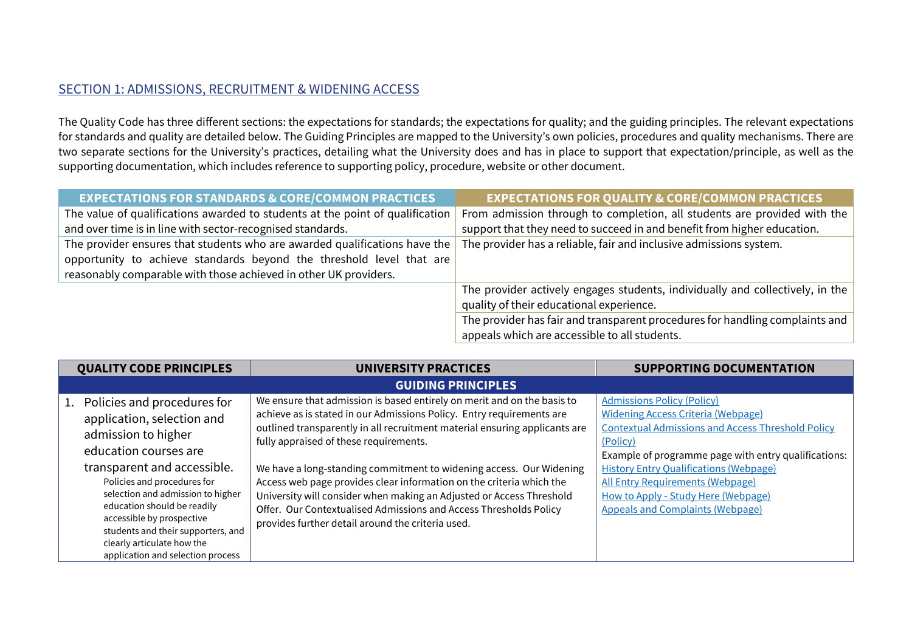## SECTION 1: ADMISSIONS, RECRUITMENT & WIDENING ACCESS

The Quality Code has three different sections: the expectations for standards; the expectations for quality; and the guiding principles. The relevant expectations for standards and quality are detailed below. The Guiding Principles are mapped to the University's own policies, procedures and quality mechanisms. There are two separate sections for the University's practices, detailing what the University does and has in place to support that expectation/principle, as well as the supporting documentation, which includes reference to supporting policy, procedure, website or other document.

| EXPECTATIONS FOR STANDARDS & CORE/COMMON PRACTICES | EXPECTATIONS FOR QUALITY & CORE/COMMON PRACTICES |
|---|---|
| The value of qualifications awarded to students at the point of qualification and over time is in line with sector-recognised standards. | From admission through to completion, all students are provided with the support that they need to succeed in and benefit from higher education. |
| The provider ensures that students who are awarded qualifications have the opportunity to achieve standards beyond the threshold level that are reasonably comparable with those achieved in other UK providers. | The provider has a reliable, fair and inclusive admissions system. |
| | The provider actively engages students, individually and collectively, in the quality of their educational experience. |
| | The provider has fair and transparent procedures for handling complaints and appeals which are accessible to all students. |

| QUALITY CODE PRINCIPLES | UNIVERSITY PRACTICES | SUPPORTING DOCUMENTATION |
|---|---|---|
| **GUIDING PRINCIPLES** | | |
| 1. Policies and procedures for application, selection and admission to higher education courses are transparent and accessible. Policies and procedures for selection and admission to higher education should be readily accessible by prospective students and their supporters, and clearly articulate how the application and selection process | We ensure that admission is based entirely on merit and on the basis to achieve as is stated in our Admissions Policy. Entry requirements are outlined transparently in all recruitment material ensuring applicants are fully appraised of these requirements.<br><br>We have a long-standing commitment to widening access. Our Widening Access web page provides clear information on the criteria which the University will consider when making an Adjusted or Access Threshold Offer. Our Contextualised Admissions and Access Thresholds Policy provides further detail around the criteria used. | Admissions Policy (Policy)<br>Widening Access Criteria (Webpage)<br>Contextual Admissions and Access Threshold Policy (Policy)<br>Example of programme page with entry qualifications:<br>History Entry Qualifications (Webpage)<br>All Entry Requirements (Webpage)<br>How to Apply - Study Here (Webpage)<br>Appeals and Complaints (Webpage) |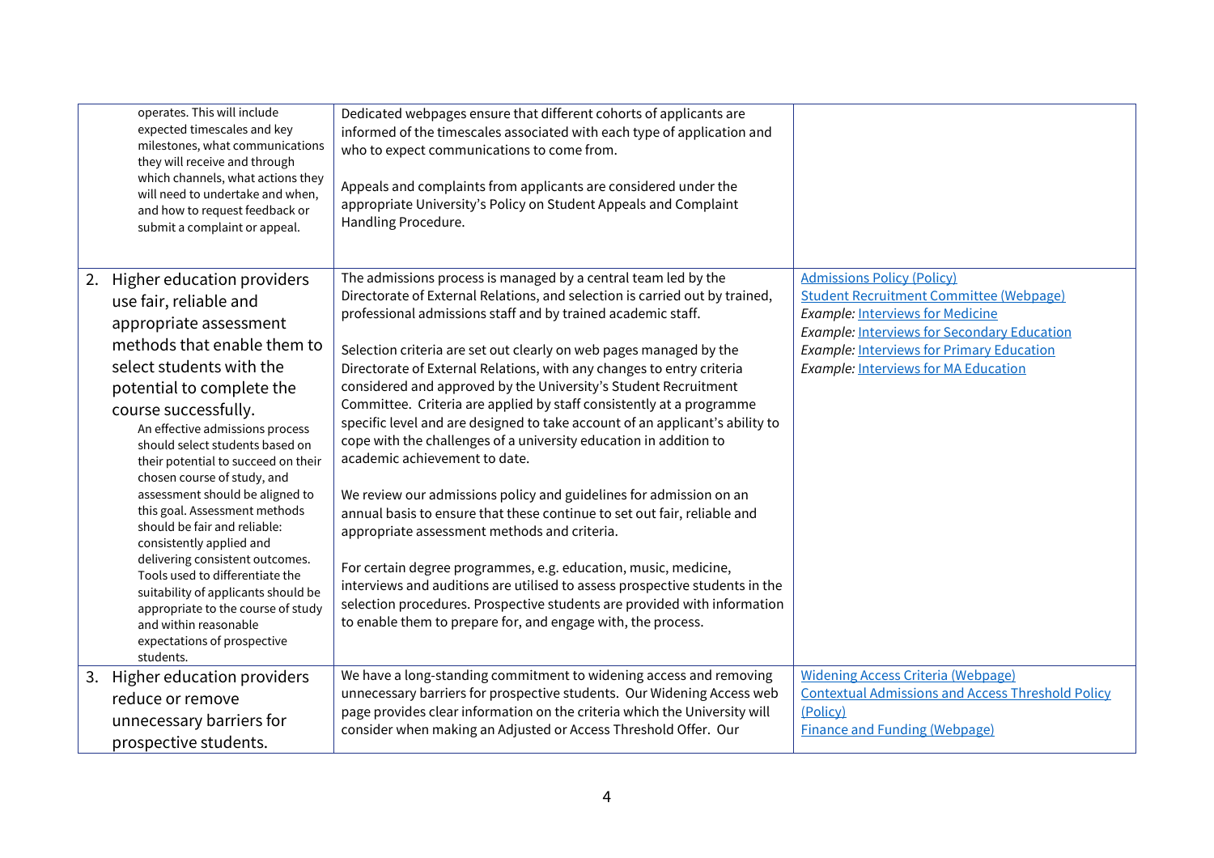| | | |
|---|---|---|
| operates. This will include expected timescales and key milestones, what communications they will receive and through which channels, what actions they will need to undertake and when, and how to request feedback or submit a complaint or appeal. | Dedicated webpages ensure that different cohorts of applicants are informed of the timescales associated with each type of application and who to expect communications to come from.<br><br>Appeals and complaints from applicants are considered under the appropriate University's Policy on Student Appeals and Complaint Handling Procedure. | |
| 2. Higher education providers use fair, reliable and appropriate assessment methods that enable them to select students with the potential to complete the course successfully.<br>An effective admissions process should select students based on their potential to succeed on their chosen course of study, and assessment should be aligned to this goal. Assessment methods should be fair and reliable: consistently applied and delivering consistent outcomes. Tools used to differentiate the suitability of applicants should be appropriate to the course of study and within reasonable expectations of prospective students. | The admissions process is managed by a central team led by the Directorate of External Relations, and selection is carried out by trained, professional admissions staff and by trained academic staff.<br><br>Selection criteria are set out clearly on web pages managed by the Directorate of External Relations, with any changes to entry criteria considered and approved by the University's Student Recruitment Committee. Criteria are applied by staff consistently at a programme specific level and are designed to take account of an applicant's ability to cope with the challenges of a university education in addition to academic achievement to date.<br><br>We review our admissions policy and guidelines for admission on an annual basis to ensure that these continue to set out fair, reliable and appropriate assessment methods and criteria.<br><br>For certain degree programmes, e.g. education, music, medicine, interviews and auditions are utilised to assess prospective students in the selection procedures. Prospective students are provided with information to enable them to prepare for, and engage with, the process. | Admissions Policy (Policy)<br>Student Recruitment Committee (Webpage)<br>*Example:* Interviews for Medicine<br>*Example:* Interviews for Secondary Education<br>*Example:* Interviews for Primary Education<br>*Example:* Interviews for MA Education |
| 3. Higher education providers reduce or remove unnecessary barriers for prospective students. | We have a long-standing commitment to widening access and removing unnecessary barriers for prospective students. Our Widening Access web page provides clear information on the criteria which the University will consider when making an Adjusted or Access Threshold Offer. Our | Widening Access Criteria (Webpage)<br>Contextual Admissions and Access Threshold Policy (Policy)<br>Finance and Funding (Webpage) |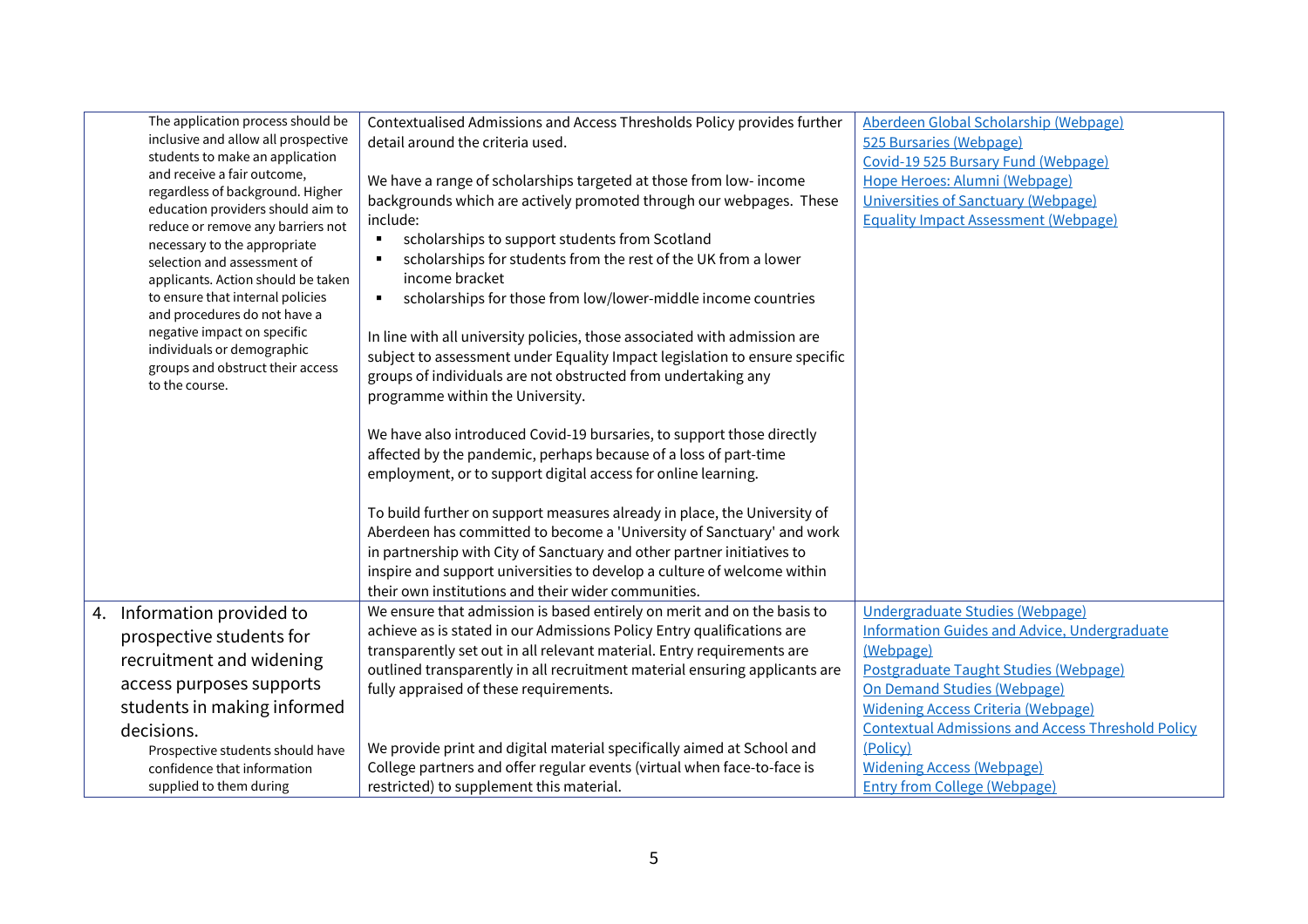| | | |
|---|---|---|
| The application process should be inclusive and allow all prospective students to make an application and receive a fair outcome, regardless of background. Higher education providers should aim to reduce or remove any barriers not necessary to the appropriate selection and assessment of applicants. Action should be taken to ensure that internal policies and procedures do not have a negative impact on specific individuals or demographic groups and obstruct their access to the course. | Contextualised Admissions and Access Thresholds Policy provides further detail around the criteria used.<br><br>We have a range of scholarships targeted at those from low- income backgrounds which are actively promoted through our webpages. These include:<br>▪ scholarships to support students from Scotland<br>▪ scholarships for students from the rest of the UK from a lower income bracket<br>▪ scholarships for those from low/lower-middle income countries<br><br>In line with all university policies, those associated with admission are subject to assessment under Equality Impact legislation to ensure specific groups of individuals are not obstructed from undertaking any programme within the University.<br><br>We have also introduced Covid-19 bursaries, to support those directly affected by the pandemic, perhaps because of a loss of part-time employment, or to support digital access for online learning.<br><br>To build further on support measures already in place, the University of Aberdeen has committed to become a 'University of Sanctuary' and work in partnership with City of Sanctuary and other partner initiatives to inspire and support universities to develop a culture of welcome within their own institutions and their wider communities. | Aberdeen Global Scholarship (Webpage)<br>525 Bursaries (Webpage)<br>Covid-19 525 Bursary Fund (Webpage)<br>Hope Heroes: Alumni (Webpage)<br>Universities of Sanctuary (Webpage)<br>Equality Impact Assessment (Webpage) |
| 4. Information provided to prospective students for recruitment and widening access purposes supports students in making informed decisions.<br>Prospective students should have confidence that information supplied to them during | We ensure that admission is based entirely on merit and on the basis to achieve as is stated in our Admissions Policy Entry qualifications are transparently set out in all relevant material. Entry requirements are outlined transparently in all recruitment material ensuring applicants are fully appraised of these requirements.<br><br>We provide print and digital material specifically aimed at School and College partners and offer regular events (virtual when face-to-face is restricted) to supplement this material. | Undergraduate Studies (Webpage)<br>Information Guides and Advice, Undergraduate (Webpage)<br>Postgraduate Taught Studies (Webpage)<br>On Demand Studies (Webpage)<br>Widening Access Criteria (Webpage)<br>Contextual Admissions and Access Threshold Policy (Policy)<br>Widening Access (Webpage)<br>Entry from College (Webpage) |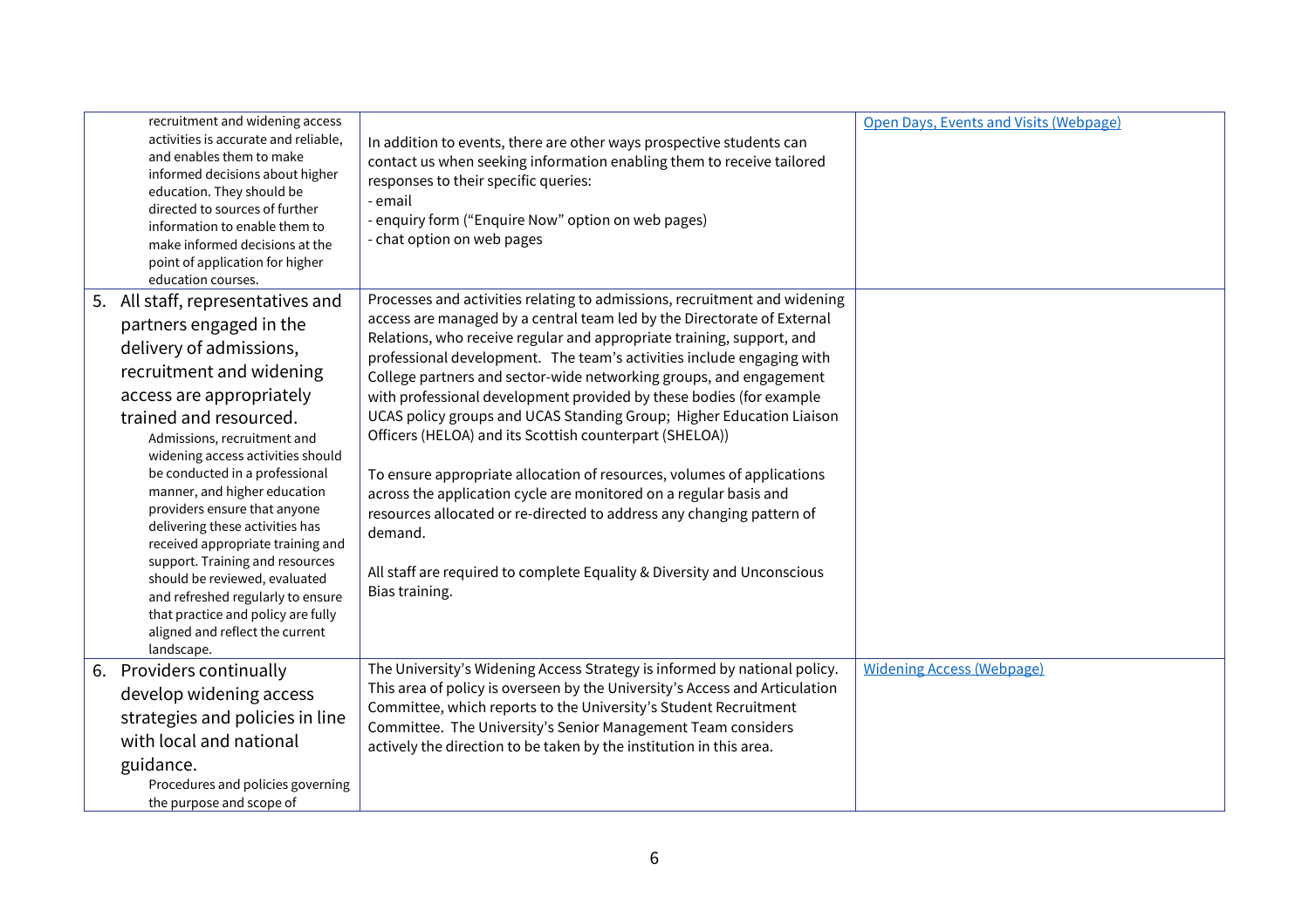| | | |
|---|---|---|
| recruitment and widening access activities is accurate and reliable, and enables them to make informed decisions about higher education. They should be directed to sources of further information to enable them to make informed decisions at the point of application for higher education courses. | In addition to events, there are other ways prospective students can contact us when seeking information enabling them to receive tailored responses to their specific queries:<br>- email<br>- enquiry form ("Enquire Now" option on web pages)<br>- chat option on web pages | Open Days, Events and Visits (Webpage) |
| 5. All staff, representatives and partners engaged in the delivery of admissions, recruitment and widening access are appropriately trained and resourced.<br>Admissions, recruitment and widening access activities should be conducted in a professional manner, and higher education providers ensure that anyone delivering these activities has received appropriate training and support. Training and resources should be reviewed, evaluated and refreshed regularly to ensure that practice and policy are fully aligned and reflect the current landscape. | Processes and activities relating to admissions, recruitment and widening access are managed by a central team led by the Directorate of External Relations, who receive regular and appropriate training, support, and professional development. The team's activities include engaging with College partners and sector-wide networking groups, and engagement with professional development provided by these bodies (for example UCAS policy groups and UCAS Standing Group; Higher Education Liaison Officers (HELOA) and its Scottish counterpart (SHELOA))<br><br>To ensure appropriate allocation of resources, volumes of applications across the application cycle are monitored on a regular basis and resources allocated or re-directed to address any changing pattern of demand.<br><br>All staff are required to complete Equality & Diversity and Unconscious Bias training. | |
| 6. Providers continually develop widening access strategies and policies in line with local and national guidance.<br>Procedures and policies governing the purpose and scope of | The University's Widening Access Strategy is informed by national policy. This area of policy is overseen by the University's Access and Articulation Committee, which reports to the University's Student Recruitment Committee. The University's Senior Management Team considers actively the direction to be taken by the institution in this area. | Widening Access (Webpage) |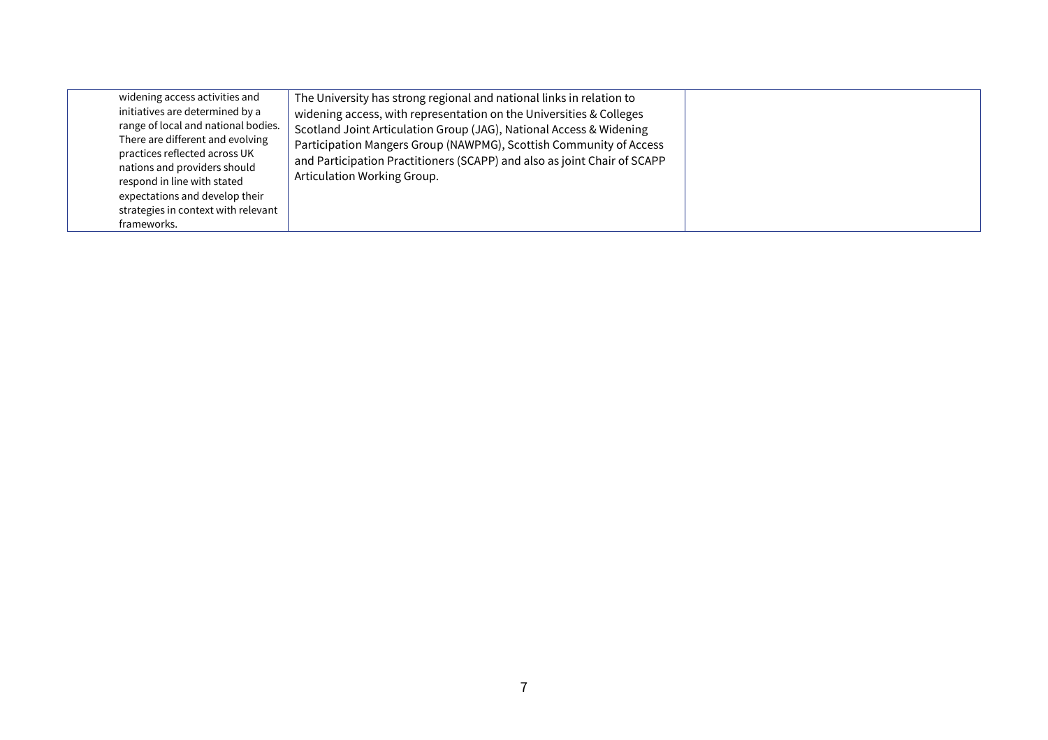| | | |
|---|---|---|
| widening access activities and initiatives are determined by a range of local and national bodies. There are different and evolving practices reflected across UK nations and providers should respond in line with stated expectations and develop their strategies in context with relevant frameworks. | The University has strong regional and national links in relation to widening access, with representation on the Universities & Colleges Scotland Joint Articulation Group (JAG), National Access & Widening Participation Mangers Group (NAWPMG), Scottish Community of Access and Participation Practitioners (SCAPP) and also as joint Chair of SCAPP Articulation Working Group. | |